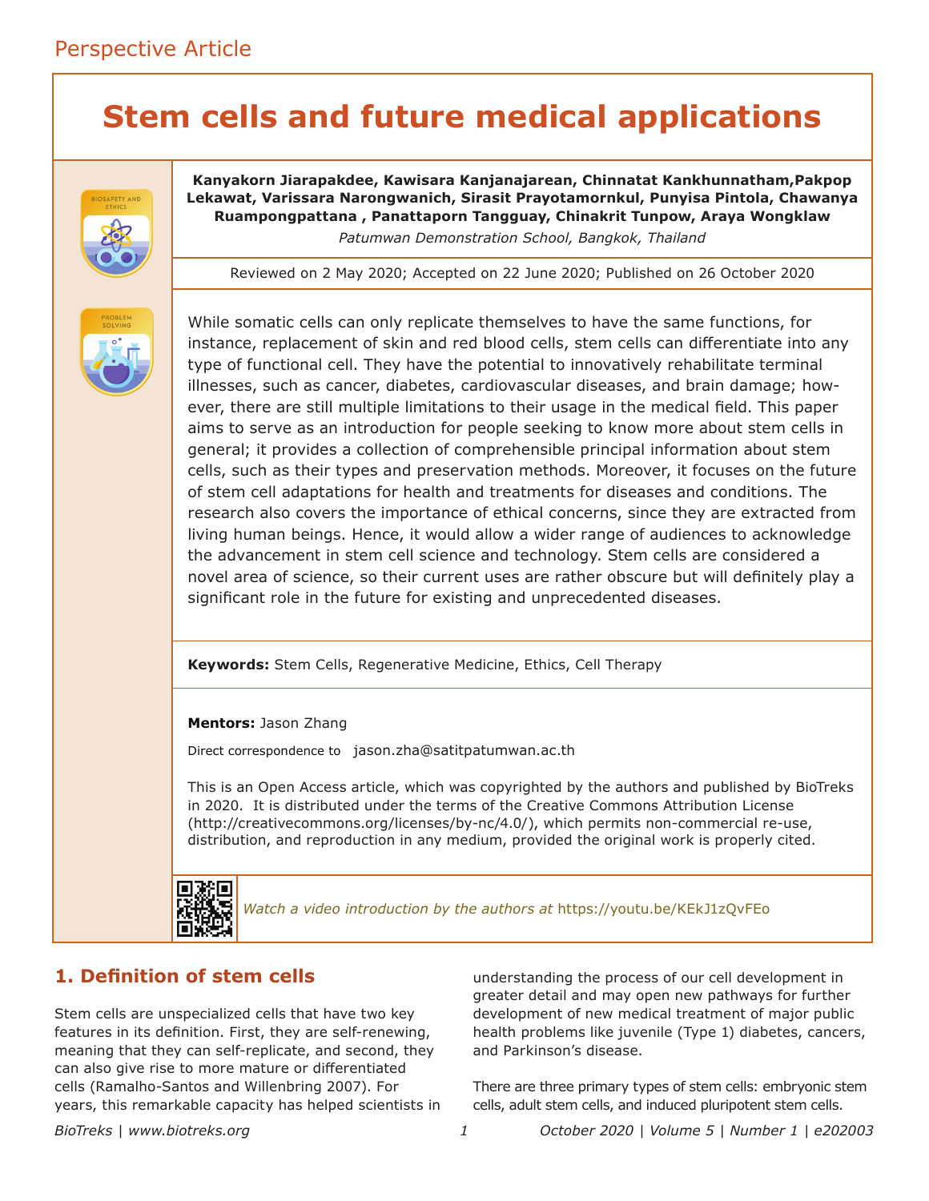Perspective Article

# Stem cells and future medical applications

**Kanyakorn Jiarapakdee, Kawisara Kanjanajarean, Chinnatat Kankhunnatham, Pakpop Lekawat, Varissara Narongwanich, Sirasit Prayotamornkul, Punyisa Pintola, Chawanya Ruampongpattana , Panattaporn Tangguay, Chinakrit Tunpow, Araya Wongklaw**

*Patumwan Demonstration School, Bangkok, Thailand*

Reviewed on 2 May 2020; Accepted on 22 June 2020; Published on 26 October 2020

While somatic cells can only replicate themselves to have the same functions, for instance, replacement of skin and red blood cells, stem cells can differentiate into any type of functional cell. They have the potential to innovatively rehabilitate terminal illnesses, such as cancer, diabetes, cardiovascular diseases, and brain damage; however, there are still multiple limitations to their usage in the medical field. This paper aims to serve as an introduction for people seeking to know more about stem cells in general; it provides a collection of comprehensible principal information about stem cells, such as their types and preservation methods. Moreover, it focuses on the future of stem cell adaptations for health and treatments for diseases and conditions. The research also covers the importance of ethical concerns, since they are extracted from living human beings. Hence, it would allow a wider range of audiences to acknowledge the advancement in stem cell science and technology. Stem cells are considered a novel area of science, so their current uses are rather obscure but will definitely play a significant role in the future for existing and unprecedented diseases.

**Keywords:** Stem Cells, Regenerative Medicine, Ethics, Cell Therapy

**Mentors:** Jason Zhang

Direct correspondence to jason.zha@satitpatumwan.ac.th

This is an Open Access article, which was copyrighted by the authors and published by BioTreks in 2020. It is distributed under the terms of the Creative Commons Attribution License (http://creativecommons.org/licenses/by-nc/4.0/), which permits non-commercial re-use, distribution, and reproduction in any medium, provided the original work is properly cited.

*Watch a video introduction by the authors at* https://youtu.be/KEkJ1zQvFEo

## 1. Definition of stem cells

Stem cells are unspecialized cells that have two key features in its definition. First, they are self-renewing, meaning that they can self-replicate, and second, they can also give rise to more mature or differentiated cells (Ramalho-Santos and Willenbring 2007). For years, this remarkable capacity has helped scientists in understanding the process of our cell development in greater detail and may open new pathways for further development of new medical treatment of major public health problems like juvenile (Type 1) diabetes, cancers, and Parkinson's disease.

There are three primary types of stem cells: embryonic stem cells, adult stem cells, and induced pluripotent stem cells.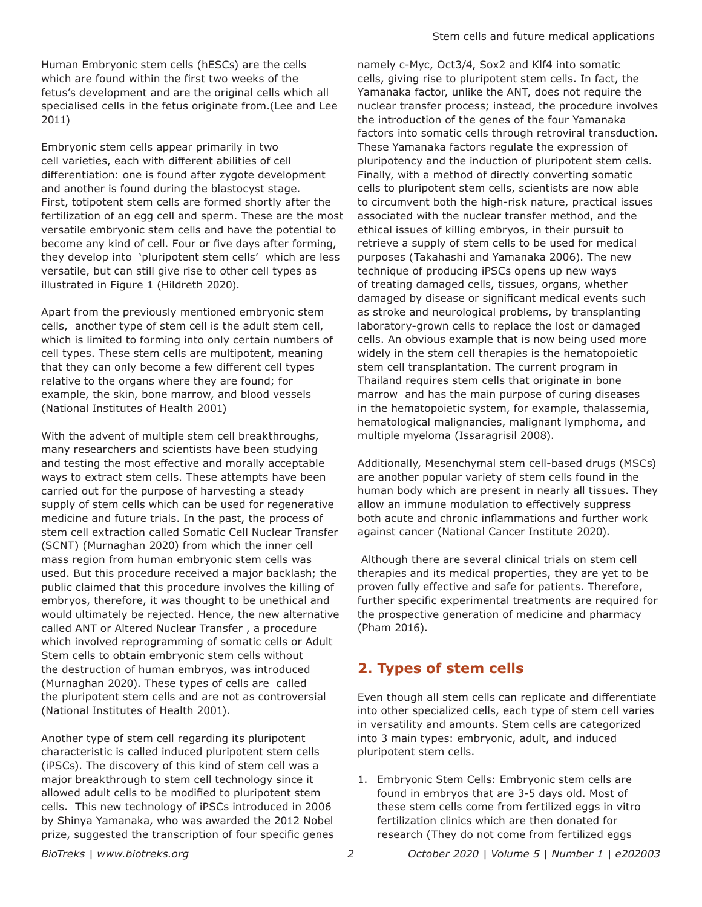Human Embryonic stem cells (hESCs) are the cells which are found within the first two weeks of the fetus's development and are the original cells which all specialised cells in the fetus originate from.(Lee and Lee 2011)

Embryonic stem cells appear primarily in two cell varieties, each with different abilities of cell differentiation: one is found after zygote development and another is found during the blastocyst stage. First, totipotent stem cells are formed shortly after the fertilization of an egg cell and sperm. These are the most versatile embryonic stem cells and have the potential to become any kind of cell. Four or five days after forming, they develop into 'pluripotent stem cells' which are less versatile, but can still give rise to other cell types as illustrated in Figure 1 (Hildreth 2020).

Apart from the previously mentioned embryonic stem cells, another type of stem cell is the adult stem cell, which is limited to forming into only certain numbers of cell types. These stem cells are multipotent, meaning that they can only become a few different cell types relative to the organs where they are found; for example, the skin, bone marrow, and blood vessels (National Institutes of Health 2001)

With the advent of multiple stem cell breakthroughs, many researchers and scientists have been studying and testing the most effective and morally acceptable ways to extract stem cells. These attempts have been carried out for the purpose of harvesting a steady supply of stem cells which can be used for regenerative medicine and future trials. In the past, the process of stem cell extraction called Somatic Cell Nuclear Transfer (SCNT) (Murnaghan 2020) from which the inner cell mass region from human embryonic stem cells was used. But this procedure received a major backlash; the public claimed that this procedure involves the killing of embryos, therefore, it was thought to be unethical and would ultimately be rejected. Hence, the new alternative called ANT or Altered Nuclear Transfer , a procedure which involved reprogramming of somatic cells or Adult Stem cells to obtain embryonic stem cells without the destruction of human embryos, was introduced (Murnaghan 2020). These types of cells are called the pluripotent stem cells and are not as controversial (National Institutes of Health 2001).

Another type of stem cell regarding its pluripotent characteristic is called induced pluripotent stem cells (iPSCs). The discovery of this kind of stem cell was a major breakthrough to stem cell technology since it allowed adult cells to be modified to pluripotent stem cells. This new technology of iPSCs introduced in 2006 by Shinya Yamanaka, who was awarded the 2012 Nobel prize, suggested the transcription of four specific genes namely c-Myc, Oct3/4, Sox2 and Klf4 into somatic cells, giving rise to pluripotent stem cells. In fact, the Yamanaka factor, unlike the ANT, does not require the nuclear transfer process; instead, the procedure involves the introduction of the genes of the four Yamanaka factors into somatic cells through retroviral transduction. These Yamanaka factors regulate the expression of pluripotency and the induction of pluripotent stem cells. Finally, with a method of directly converting somatic cells to pluripotent stem cells, scientists are now able to circumvent both the high-risk nature, practical issues associated with the nuclear transfer method, and the ethical issues of killing embryos, in their pursuit to retrieve a supply of stem cells to be used for medical purposes (Takahashi and Yamanaka 2006). The new technique of producing iPSCs opens up new ways of treating damaged cells, tissues, organs, whether damaged by disease or significant medical events such as stroke and neurological problems, by transplanting laboratory-grown cells to replace the lost or damaged cells. An obvious example that is now being used more widely in the stem cell therapies is the hematopoietic stem cell transplantation. The current program in Thailand requires stem cells that originate in bone marrow and has the main purpose of curing diseases in the hematopoietic system, for example, thalassemia, hematological malignancies, malignant lymphoma, and multiple myeloma (Issaragrisil 2008).

Additionally, Mesenchymal stem cell-based drugs (MSCs) are another popular variety of stem cells found in the human body which are present in nearly all tissues. They allow an immune modulation to effectively suppress both acute and chronic inflammations and further work against cancer (National Cancer Institute 2020).

Although there are several clinical trials on stem cell therapies and its medical properties, they are yet to be proven fully effective and safe for patients. Therefore, further specific experimental treatments are required for the prospective generation of medicine and pharmacy (Pham 2016).

## 2. Types of stem cells

Even though all stem cells can replicate and differentiate into other specialized cells, each type of stem cell varies in versatility and amounts. Stem cells are categorized into 3 main types: embryonic, adult, and induced pluripotent stem cells.

1. Embryonic Stem Cells: Embryonic stem cells are found in embryos that are 3-5 days old. Most of these stem cells come from fertilized eggs in vitro fertilization clinics which are then donated for research (They do not come from fertilized eggs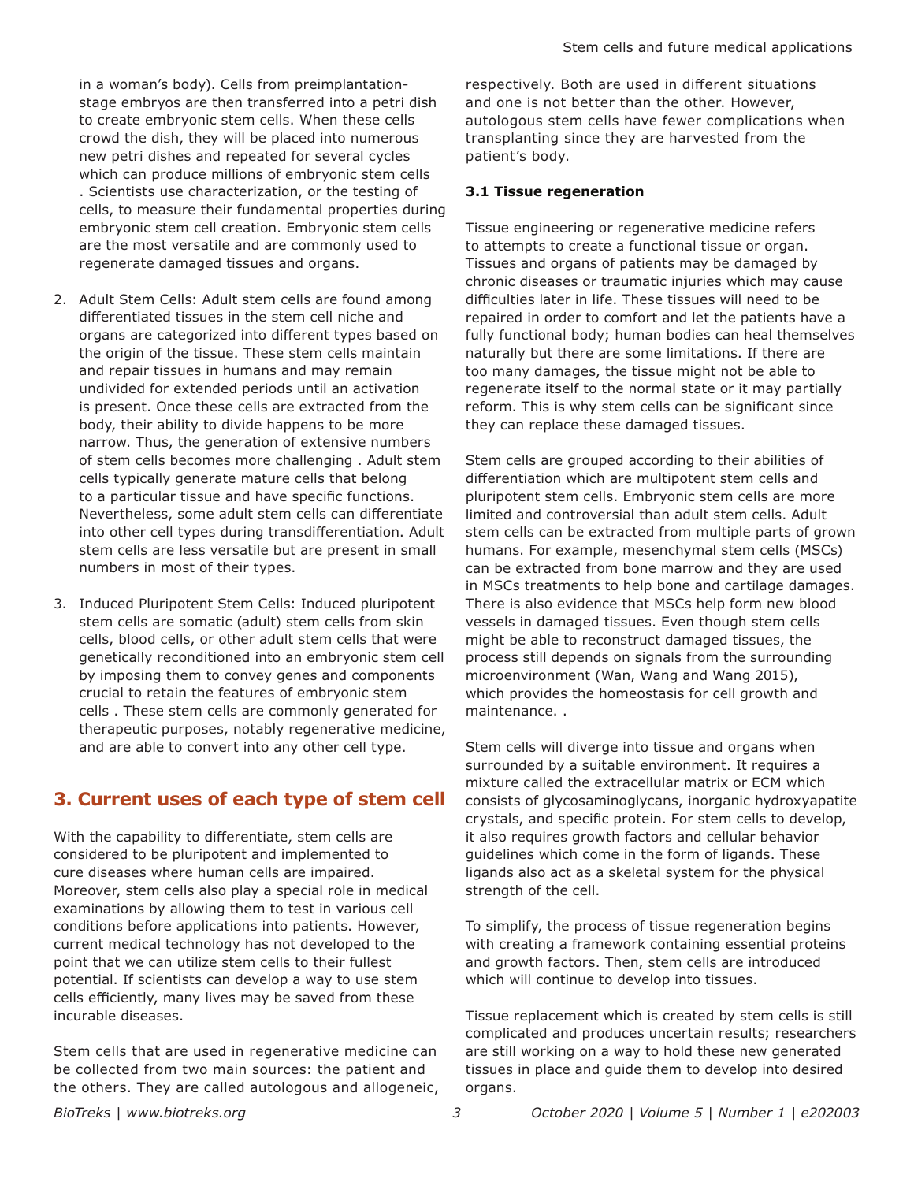in a woman's body). Cells from preimplantation-stage embryos are then transferred into a petri dish to create embryonic stem cells. When these cells crowd the dish, they will be placed into numerous new petri dishes and repeated for several cycles which can produce millions of embryonic stem cells . Scientists use characterization, or the testing of cells, to measure their fundamental properties during embryonic stem cell creation. Embryonic stem cells are the most versatile and are commonly used to regenerate damaged tissues and organs.

2. Adult Stem Cells: Adult stem cells are found among differentiated tissues in the stem cell niche and organs are categorized into different types based on the origin of the tissue. These stem cells maintain and repair tissues in humans and may remain undivided for extended periods until an activation is present. Once these cells are extracted from the body, their ability to divide happens to be more narrow. Thus, the generation of extensive numbers of stem cells becomes more challenging . Adult stem cells typically generate mature cells that belong to a particular tissue and have specific functions. Nevertheless, some adult stem cells can differentiate into other cell types during transdifferentiation. Adult stem cells are less versatile but are present in small numbers in most of their types.

3. Induced Pluripotent Stem Cells: Induced pluripotent stem cells are somatic (adult) stem cells from skin cells, blood cells, or other adult stem cells that were genetically reconditioned into an embryonic stem cell by imposing them to convey genes and components crucial to retain the features of embryonic stem cells . These stem cells are commonly generated for therapeutic purposes, notably regenerative medicine, and are able to convert into any other cell type.

## 3. Current uses of each type of stem cell

With the capability to differentiate, stem cells are considered to be pluripotent and implemented to cure diseases where human cells are impaired. Moreover, stem cells also play a special role in medical examinations by allowing them to test in various cell conditions before applications into patients. However, current medical technology has not developed to the point that we can utilize stem cells to their fullest potential. If scientists can develop a way to use stem cells efficiently, many lives may be saved from these incurable diseases.

Stem cells that are used in regenerative medicine can be collected from two main sources: the patient and the others. They are called autologous and allogeneic, respectively. Both are used in different situations and one is not better than the other. However, autologous stem cells have fewer complications when transplanting since they are harvested from the patient's body.

### 3.1 Tissue regeneration

Tissue engineering or regenerative medicine refers to attempts to create a functional tissue or organ. Tissues and organs of patients may be damaged by chronic diseases or traumatic injuries which may cause difficulties later in life. These tissues will need to be repaired in order to comfort and let the patients have a fully functional body; human bodies can heal themselves naturally but there are some limitations. If there are too many damages, the tissue might not be able to regenerate itself to the normal state or it may partially reform. This is why stem cells can be significant since they can replace these damaged tissues.

Stem cells are grouped according to their abilities of differentiation which are multipotent stem cells and pluripotent stem cells. Embryonic stem cells are more limited and controversial than adult stem cells. Adult stem cells can be extracted from multiple parts of grown humans. For example, mesenchymal stem cells (MSCs) can be extracted from bone marrow and they are used in MSCs treatments to help bone and cartilage damages. There is also evidence that MSCs help form new blood vessels in damaged tissues. Even though stem cells might be able to reconstruct damaged tissues, the process still depends on signals from the surrounding microenvironment (Wan, Wang and Wang 2015), which provides the homeostasis for cell growth and maintenance. .

Stem cells will diverge into tissue and organs when surrounded by a suitable environment. It requires a mixture called the extracellular matrix or ECM which consists of glycosaminoglycans, inorganic hydroxyapatite crystals, and specific protein. For stem cells to develop, it also requires growth factors and cellular behavior guidelines which come in the form of ligands. These ligands also act as a skeletal system for the physical strength of the cell.

To simplify, the process of tissue regeneration begins with creating a framework containing essential proteins and growth factors. Then, stem cells are introduced which will continue to develop into tissues.

Tissue replacement which is created by stem cells is still complicated and produces uncertain results; researchers are still working on a way to hold these new generated tissues in place and guide them to develop into desired organs.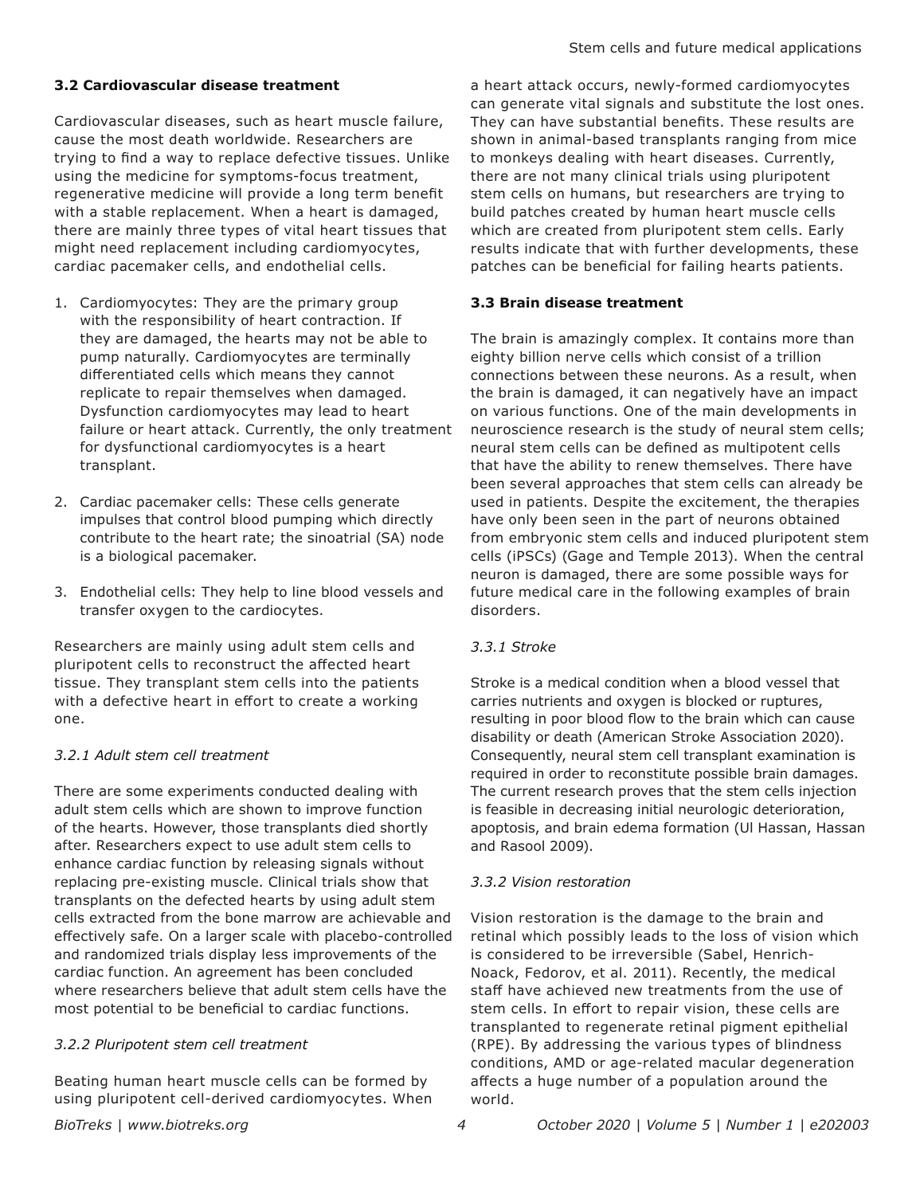### 3.2 Cardiovascular disease treatment

Cardiovascular diseases, such as heart muscle failure, cause the most death worldwide. Researchers are trying to find a way to replace defective tissues. Unlike using the medicine for symptoms-focus treatment, regenerative medicine will provide a long term benefit with a stable replacement. When a heart is damaged, there are mainly three types of vital heart tissues that might need replacement including cardiomyocytes, cardiac pacemaker cells, and endothelial cells.

1. Cardiomyocytes: They are the primary group with the responsibility of heart contraction. If they are damaged, the hearts may not be able to pump naturally. Cardiomyocytes are terminally differentiated cells which means they cannot replicate to repair themselves when damaged. Dysfunction cardiomyocytes may lead to heart failure or heart attack. Currently, the only treatment for dysfunctional cardiomyocytes is a heart transplant.
2. Cardiac pacemaker cells: These cells generate impulses that control blood pumping which directly contribute to the heart rate; the sinoatrial (SA) node is a biological pacemaker.
3. Endothelial cells: They help to line blood vessels and transfer oxygen to the cardiocytes.

Researchers are mainly using adult stem cells and pluripotent cells to reconstruct the affected heart tissue. They transplant stem cells into the patients with a defective heart in effort to create a working one.

#### *3.2.1 Adult stem cell treatment*

There are some experiments conducted dealing with adult stem cells which are shown to improve function of the hearts. However, those transplants died shortly after. Researchers expect to use adult stem cells to enhance cardiac function by releasing signals without replacing pre-existing muscle. Clinical trials show that transplants on the defected hearts by using adult stem cells extracted from the bone marrow are achievable and effectively safe. On a larger scale with placebo-controlled and randomized trials display less improvements of the cardiac function. An agreement has been concluded where researchers believe that adult stem cells have the most potential to be beneficial to cardiac functions.

#### *3.2.2 Pluripotent stem cell treatment*

Beating human heart muscle cells can be formed by using pluripotent cell-derived cardiomyocytes. When a heart attack occurs, newly-formed cardiomyocytes can generate vital signals and substitute the lost ones. They can have substantial benefits. These results are shown in animal-based transplants ranging from mice to monkeys dealing with heart diseases. Currently, there are not many clinical trials using pluripotent stem cells on humans, but researchers are trying to build patches created by human heart muscle cells which are created from pluripotent stem cells. Early results indicate that with further developments, these patches can be beneficial for failing hearts patients.

### 3.3 Brain disease treatment

The brain is amazingly complex. It contains more than eighty billion nerve cells which consist of a trillion connections between these neurons. As a result, when the brain is damaged, it can negatively have an impact on various functions. One of the main developments in neuroscience research is the study of neural stem cells; neural stem cells can be defined as multipotent cells that have the ability to renew themselves. There have been several approaches that stem cells can already be used in patients. Despite the excitement, the therapies have only been seen in the part of neurons obtained from embryonic stem cells and induced pluripotent stem cells (iPSCs) (Gage and Temple 2013). When the central neuron is damaged, there are some possible ways for future medical care in the following examples of brain disorders.

#### *3.3.1 Stroke*

Stroke is a medical condition when a blood vessel that carries nutrients and oxygen is blocked or ruptures, resulting in poor blood flow to the brain which can cause disability or death (American Stroke Association 2020). Consequently, neural stem cell transplant examination is required in order to reconstitute possible brain damages. The current research proves that the stem cells injection is feasible in decreasing initial neurologic deterioration, apoptosis, and brain edema formation (Ul Hassan, Hassan and Rasool 2009).

#### *3.3.2 Vision restoration*

Vision restoration is the damage to the brain and retinal which possibly leads to the loss of vision which is considered to be irreversible (Sabel, Henrich-Noack, Fedorov, et al. 2011). Recently, the medical staff have achieved new treatments from the use of stem cells. In effort to repair vision, these cells are transplanted to regenerate retinal pigment epithelial (RPE). By addressing the various types of blindness conditions, AMD or age-related macular degeneration affects a huge number of a population around the world.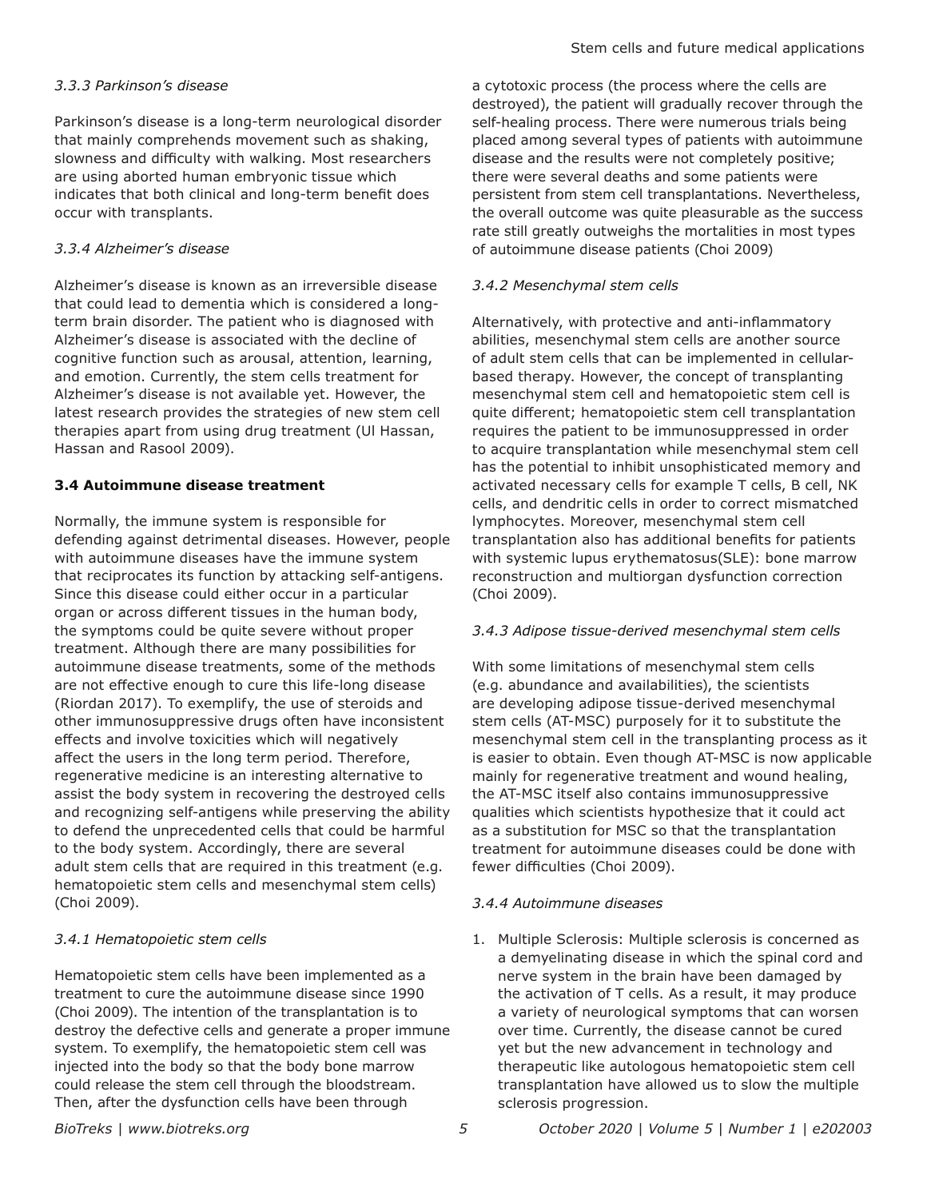### *3.3.3 Parkinson's disease*

Parkinson's disease is a long-term neurological disorder that mainly comprehends movement such as shaking, slowness and difficulty with walking. Most researchers are using aborted human embryonic tissue which indicates that both clinical and long-term benefit does occur with transplants.

### *3.3.4 Alzheimer's disease*

Alzheimer's disease is known as an irreversible disease that could lead to dementia which is considered a long-term brain disorder. The patient who is diagnosed with Alzheimer's disease is associated with the decline of cognitive function such as arousal, attention, learning, and emotion. Currently, the stem cells treatment for Alzheimer's disease is not available yet. However, the latest research provides the strategies of new stem cell therapies apart from using drug treatment (Ul Hassan, Hassan and Rasool 2009).

## 3.4 Autoimmune disease treatment

Normally, the immune system is responsible for defending against detrimental diseases. However, people with autoimmune diseases have the immune system that reciprocates its function by attacking self-antigens. Since this disease could either occur in a particular organ or across different tissues in the human body, the symptoms could be quite severe without proper treatment. Although there are many possibilities for autoimmune disease treatments, some of the methods are not effective enough to cure this life-long disease (Riordan 2017). To exemplify, the use of steroids and other immunosuppressive drugs often have inconsistent effects and involve toxicities which will negatively affect the users in the long term period. Therefore, regenerative medicine is an interesting alternative to assist the body system in recovering the destroyed cells and recognizing self-antigens while preserving the ability to defend the unprecedented cells that could be harmful to the body system. Accordingly, there are several adult stem cells that are required in this treatment (e.g. hematopoietic stem cells and mesenchymal stem cells) (Choi 2009).

### *3.4.1 Hematopoietic stem cells*

Hematopoietic stem cells have been implemented as a treatment to cure the autoimmune disease since 1990 (Choi 2009). The intention of the transplantation is to destroy the defective cells and generate a proper immune system. To exemplify, the hematopoietic stem cell was injected into the body so that the body bone marrow could release the stem cell through the bloodstream. Then, after the dysfunction cells have been through a cytotoxic process (the process where the cells are destroyed), the patient will gradually recover through the self-healing process. There were numerous trials being placed among several types of patients with autoimmune disease and the results were not completely positive; there were several deaths and some patients were persistent from stem cell transplantations. Nevertheless, the overall outcome was quite pleasurable as the success rate still greatly outweighs the mortalities in most types of autoimmune disease patients (Choi 2009)

### *3.4.2 Mesenchymal stem cells*

Alternatively, with protective and anti-inflammatory abilities, mesenchymal stem cells are another source of adult stem cells that can be implemented in cellular-based therapy. However, the concept of transplanting mesenchymal stem cell and hematopoietic stem cell is quite different; hematopoietic stem cell transplantation requires the patient to be immunosuppressed in order to acquire transplantation while mesenchymal stem cell has the potential to inhibit unsophisticated memory and activated necessary cells for example T cells, B cell, NK cells, and dendritic cells in order to correct mismatched lymphocytes. Moreover, mesenchymal stem cell transplantation also has additional benefits for patients with systemic lupus erythematosus(SLE): bone marrow reconstruction and multiorgan dysfunction correction (Choi 2009).

### *3.4.3 Adipose tissue-derived mesenchymal stem cells*

With some limitations of mesenchymal stem cells (e.g. abundance and availabilities), the scientists are developing adipose tissue-derived mesenchymal stem cells (AT-MSC) purposely for it to substitute the mesenchymal stem cell in the transplanting process as it is easier to obtain. Even though AT-MSC is now applicable mainly for regenerative treatment and wound healing, the AT-MSC itself also contains immunosuppressive qualities which scientists hypothesize that it could act as a substitution for MSC so that the transplantation treatment for autoimmune diseases could be done with fewer difficulties (Choi 2009).

### *3.4.4 Autoimmune diseases*

1. Multiple Sclerosis: Multiple sclerosis is concerned as a demyelinating disease in which the spinal cord and nerve system in the brain have been damaged by the activation of T cells. As a result, it may produce a variety of neurological symptoms that can worsen over time. Currently, the disease cannot be cured yet but the new advancement in technology and therapeutic like autologous hematopoietic stem cell transplantation have allowed us to slow the multiple sclerosis progression.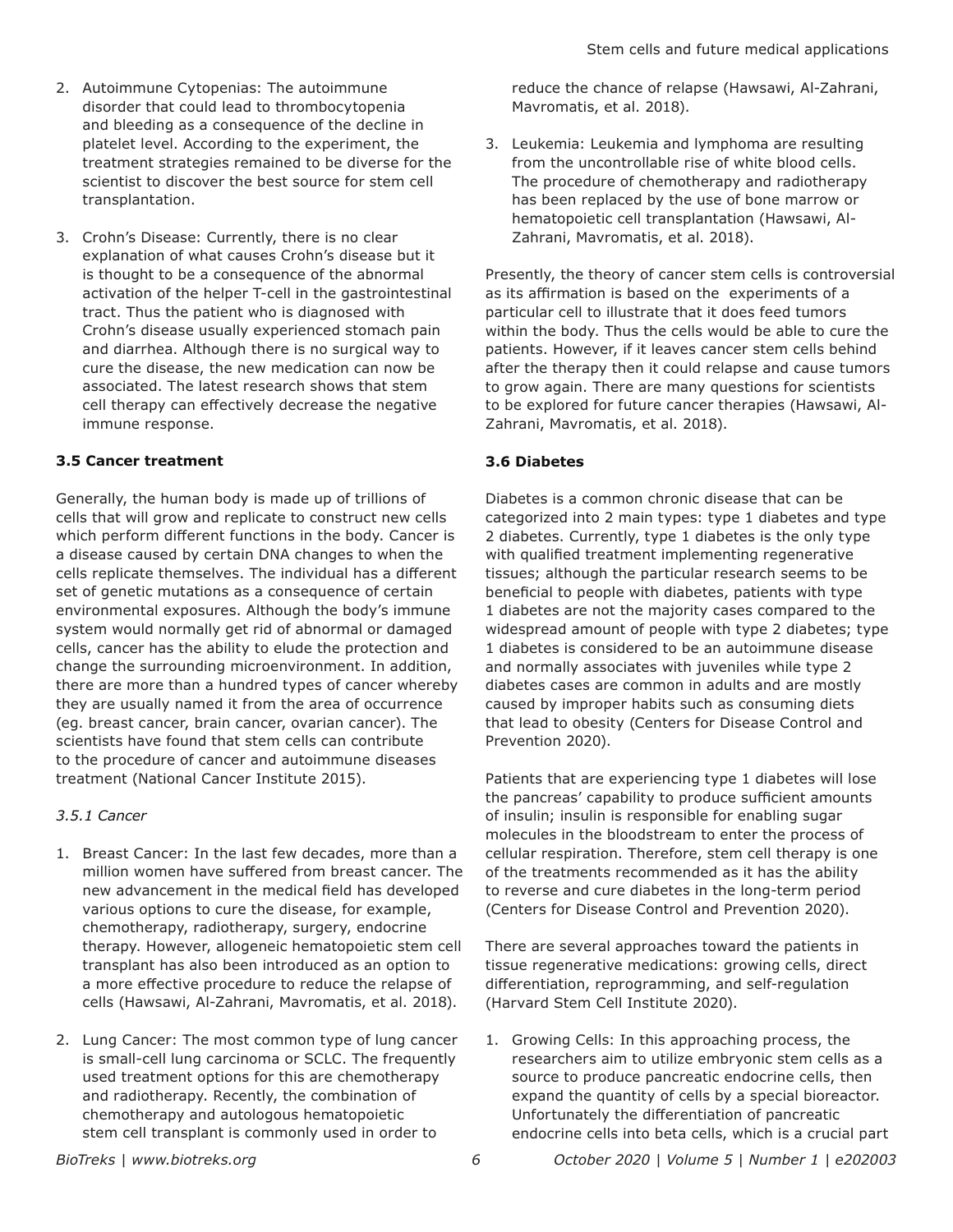2. Autoimmune Cytopenias: The autoimmune disorder that could lead to thrombocytopenia and bleeding as a consequence of the decline in platelet level. According to the experiment, the treatment strategies remained to be diverse for the scientist to discover the best source for stem cell transplantation.

3. Crohn's Disease: Currently, there is no clear explanation of what causes Crohn's disease but it is thought to be a consequence of the abnormal activation of the helper T-cell in the gastrointestinal tract. Thus the patient who is diagnosed with Crohn's disease usually experienced stomach pain and diarrhea. Although there is no surgical way to cure the disease, the new medication can now be associated. The latest research shows that stem cell therapy can effectively decrease the negative immune response.

### 3.5 Cancer treatment

Generally, the human body is made up of trillions of cells that will grow and replicate to construct new cells which perform different functions in the body. Cancer is a disease caused by certain DNA changes to when the cells replicate themselves. The individual has a different set of genetic mutations as a consequence of certain environmental exposures. Although the body's immune system would normally get rid of abnormal or damaged cells, cancer has the ability to elude the protection and change the surrounding microenvironment. In addition, there are more than a hundred types of cancer whereby they are usually named it from the area of occurrence (eg. breast cancer, brain cancer, ovarian cancer). The scientists have found that stem cells can contribute to the procedure of cancer and autoimmune diseases treatment (National Cancer Institute 2015).

#### *3.5.1 Cancer*

1. Breast Cancer: In the last few decades, more than a million women have suffered from breast cancer. The new advancement in the medical field has developed various options to cure the disease, for example, chemotherapy, radiotherapy, surgery, endocrine therapy. However, allogeneic hematopoietic stem cell transplant has also been introduced as an option to a more effective procedure to reduce the relapse of cells (Hawsawi, Al-Zahrani, Mavromatis, et al. 2018).

2. Lung Cancer: The most common type of lung cancer is small-cell lung carcinoma or SCLC. The frequently used treatment options for this are chemotherapy and radiotherapy. Recently, the combination of chemotherapy and autologous hematopoietic stem cell transplant is commonly used in order to reduce the chance of relapse (Hawsawi, Al-Zahrani, Mavromatis, et al. 2018).

3. Leukemia: Leukemia and lymphoma are resulting from the uncontrollable rise of white blood cells. The procedure of chemotherapy and radiotherapy has been replaced by the use of bone marrow or hematopoietic cell transplantation (Hawsawi, Al-Zahrani, Mavromatis, et al. 2018).

Presently, the theory of cancer stem cells is controversial as its affirmation is based on the experiments of a particular cell to illustrate that it does feed tumors within the body. Thus the cells would be able to cure the patients. However, if it leaves cancer stem cells behind after the therapy then it could relapse and cause tumors to grow again. There are many questions for scientists to be explored for future cancer therapies (Hawsawi, Al-Zahrani, Mavromatis, et al. 2018).

### 3.6 Diabetes

Diabetes is a common chronic disease that can be categorized into 2 main types: type 1 diabetes and type 2 diabetes. Currently, type 1 diabetes is the only type with qualified treatment implementing regenerative tissues; although the particular research seems to be beneficial to people with diabetes, patients with type 1 diabetes are not the majority cases compared to the widespread amount of people with type 2 diabetes; type 1 diabetes is considered to be an autoimmune disease and normally associates with juveniles while type 2 diabetes cases are common in adults and are mostly caused by improper habits such as consuming diets that lead to obesity (Centers for Disease Control and Prevention 2020).

Patients that are experiencing type 1 diabetes will lose the pancreas' capability to produce sufficient amounts of insulin; insulin is responsible for enabling sugar molecules in the bloodstream to enter the process of cellular respiration. Therefore, stem cell therapy is one of the treatments recommended as it has the ability to reverse and cure diabetes in the long-term period (Centers for Disease Control and Prevention 2020).

There are several approaches toward the patients in tissue regenerative medications: growing cells, direct differentiation, reprogramming, and self-regulation (Harvard Stem Cell Institute 2020).

1. Growing Cells: In this approaching process, the researchers aim to utilize embryonic stem cells as a source to produce pancreatic endocrine cells, then expand the quantity of cells by a special bioreactor. Unfortunately the differentiation of pancreatic endocrine cells into beta cells, which is a crucial part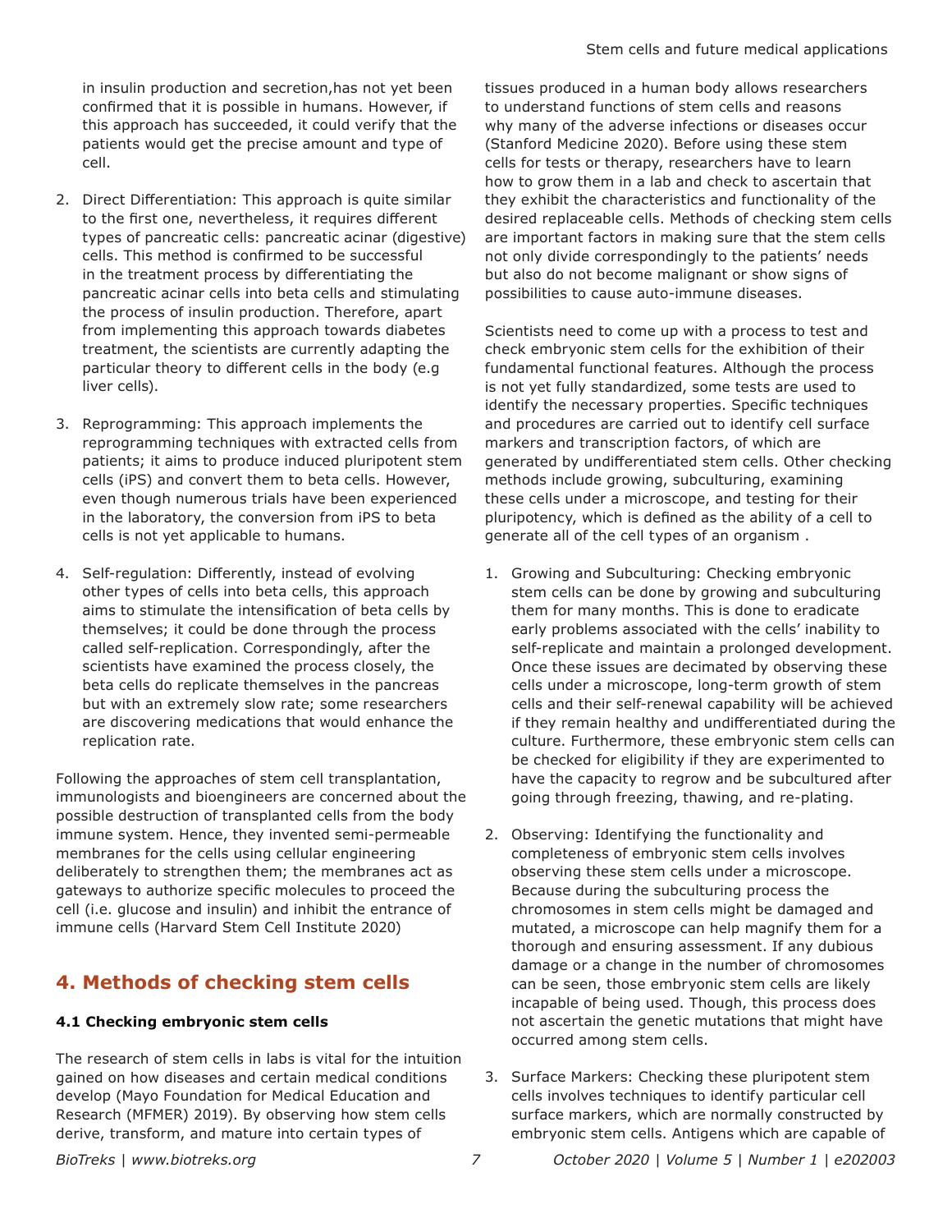in insulin production and secretion,has not yet been confirmed that it is possible in humans. However, if this approach has succeeded, it could verify that the patients would get the precise amount and type of cell.

2. Direct Differentiation: This approach is quite similar to the first one, nevertheless, it requires different types of pancreatic cells: pancreatic acinar (digestive) cells. This method is confirmed to be successful in the treatment process by differentiating the pancreatic acinar cells into beta cells and stimulating the process of insulin production. Therefore, apart from implementing this approach towards diabetes treatment, the scientists are currently adapting the particular theory to different cells in the body (e.g liver cells).

3. Reprogramming: This approach implements the reprogramming techniques with extracted cells from patients; it aims to produce induced pluripotent stem cells (iPS) and convert them to beta cells. However, even though numerous trials have been experienced in the laboratory, the conversion from iPS to beta cells is not yet applicable to humans.

4. Self-regulation: Differently, instead of evolving other types of cells into beta cells, this approach aims to stimulate the intensification of beta cells by themselves; it could be done through the process called self-replication. Correspondingly, after the scientists have examined the process closely, the beta cells do replicate themselves in the pancreas but with an extremely slow rate; some researchers are discovering medications that would enhance the replication rate.

Following the approaches of stem cell transplantation, immunologists and bioengineers are concerned about the possible destruction of transplanted cells from the body immune system. Hence, they invented semi-permeable membranes for the cells using cellular engineering deliberately to strengthen them; the membranes act as gateways to authorize specific molecules to proceed the cell (i.e. glucose and insulin) and inhibit the entrance of immune cells (Harvard Stem Cell Institute 2020)

## 4. Methods of checking stem cells

### 4.1 Checking embryonic stem cells

The research of stem cells in labs is vital for the intuition gained on how diseases and certain medical conditions develop (Mayo Foundation for Medical Education and Research (MFMER) 2019). By observing how stem cells derive, transform, and mature into certain types of tissues produced in a human body allows researchers to understand functions of stem cells and reasons why many of the adverse infections or diseases occur (Stanford Medicine 2020). Before using these stem cells for tests or therapy, researchers have to learn how to grow them in a lab and check to ascertain that they exhibit the characteristics and functionality of the desired replaceable cells. Methods of checking stem cells are important factors in making sure that the stem cells not only divide correspondingly to the patients' needs but also do not become malignant or show signs of possibilities to cause auto-immune diseases.

Scientists need to come up with a process to test and check embryonic stem cells for the exhibition of their fundamental functional features. Although the process is not yet fully standardized, some tests are used to identify the necessary properties. Specific techniques and procedures are carried out to identify cell surface markers and transcription factors, of which are generated by undifferentiated stem cells. Other checking methods include growing, subculturing, examining these cells under a microscope, and testing for their pluripotency, which is defined as the ability of a cell to generate all of the cell types of an organism .

1. Growing and Subculturing: Checking embryonic stem cells can be done by growing and subculturing them for many months. This is done to eradicate early problems associated with the cells' inability to self-replicate and maintain a prolonged development. Once these issues are decimated by observing these cells under a microscope, long-term growth of stem cells and their self-renewal capability will be achieved if they remain healthy and undifferentiated during the culture. Furthermore, these embryonic stem cells can be checked for eligibility if they are experimented to have the capacity to regrow and be subcultured after going through freezing, thawing, and re-plating.

2. Observing: Identifying the functionality and completeness of embryonic stem cells involves observing these stem cells under a microscope. Because during the subculturing process the chromosomes in stem cells might be damaged and mutated, a microscope can help magnify them for a thorough and ensuring assessment. If any dubious damage or a change in the number of chromosomes can be seen, those embryonic stem cells are likely incapable of being used. Though, this process does not ascertain the genetic mutations that might have occurred among stem cells.

3. Surface Markers: Checking these pluripotent stem cells involves techniques to identify particular cell surface markers, which are normally constructed by embryonic stem cells. Antigens which are capable of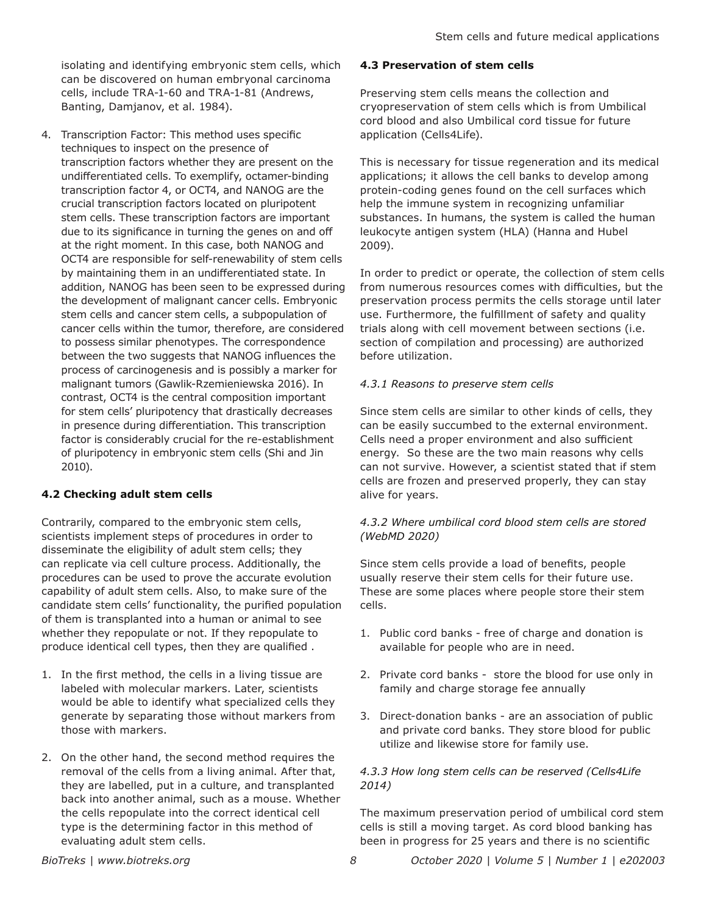isolating and identifying embryonic stem cells, which can be discovered on human embryonal carcinoma cells, include TRA-1-60 and TRA-1-81 (Andrews, Banting, Damjanov, et al. 1984).

4. Transcription Factor: This method uses specific techniques to inspect on the presence of transcription factors whether they are present on the undifferentiated cells. To exemplify, octamer-binding transcription factor 4, or OCT4, and NANOG are the crucial transcription factors located on pluripotent stem cells. These transcription factors are important due to its significance in turning the genes on and off at the right moment. In this case, both NANOG and OCT4 are responsible for self-renewability of stem cells by maintaining them in an undifferentiated state. In addition, NANOG has been seen to be expressed during the development of malignant cancer cells. Embryonic stem cells and cancer stem cells, a subpopulation of cancer cells within the tumor, therefore, are considered to possess similar phenotypes. The correspondence between the two suggests that NANOG influences the process of carcinogenesis and is possibly a marker for malignant tumors (Gawlik-Rzemieniewska 2016). In contrast, OCT4 is the central composition important for stem cells' pluripotency that drastically decreases in presence during differentiation. This transcription factor is considerably crucial for the re-establishment of pluripotency in embryonic stem cells (Shi and Jin 2010).

### 4.2 Checking adult stem cells

Contrarily, compared to the embryonic stem cells, scientists implement steps of procedures in order to disseminate the eligibility of adult stem cells; they can replicate via cell culture process. Additionally, the procedures can be used to prove the accurate evolution capability of adult stem cells. Also, to make sure of the candidate stem cells' functionality, the purified population of them is transplanted into a human or animal to see whether they repopulate or not. If they repopulate to produce identical cell types, then they are qualified .

1. In the first method, the cells in a living tissue are labeled with molecular markers. Later, scientists would be able to identify what specialized cells they generate by separating those without markers from those with markers.

2. On the other hand, the second method requires the removal of the cells from a living animal. After that, they are labelled, put in a culture, and transplanted back into another animal, such as a mouse. Whether the cells repopulate into the correct identical cell type is the determining factor in this method of evaluating adult stem cells.

### 4.3 Preservation of stem cells

Preserving stem cells means the collection and cryopreservation of stem cells which is from Umbilical cord blood and also Umbilical cord tissue for future application (Cells4Life).

This is necessary for tissue regeneration and its medical applications; it allows the cell banks to develop among protein-coding genes found on the cell surfaces which help the immune system in recognizing unfamiliar substances. In humans, the system is called the human leukocyte antigen system (HLA) (Hanna and Hubel 2009).

In order to predict or operate, the collection of stem cells from numerous resources comes with difficulties, but the preservation process permits the cells storage until later use. Furthermore, the fulfillment of safety and quality trials along with cell movement between sections (i.e. section of compilation and processing) are authorized before utilization.

#### *4.3.1 Reasons to preserve stem cells*

Since stem cells are similar to other kinds of cells, they can be easily succumbed to the external environment. Cells need a proper environment and also sufficient energy. So these are the two main reasons why cells can not survive. However, a scientist stated that if stem cells are frozen and preserved properly, they can stay alive for years.

#### *4.3.2 Where umbilical cord blood stem cells are stored (WebMD 2020)*

Since stem cells provide a load of benefits, people usually reserve their stem cells for their future use. These are some places where people store their stem cells.

1. Public cord banks - free of charge and donation is available for people who are in need.

2. Private cord banks - store the blood for use only in family and charge storage fee annually

3. Direct-donation banks - are an association of public and private cord banks. They store blood for public utilize and likewise store for family use.

#### *4.3.3 How long stem cells can be reserved (Cells4Life 2014)*

The maximum preservation period of umbilical cord stem cells is still a moving target. As cord blood banking has been in progress for 25 years and there is no scientific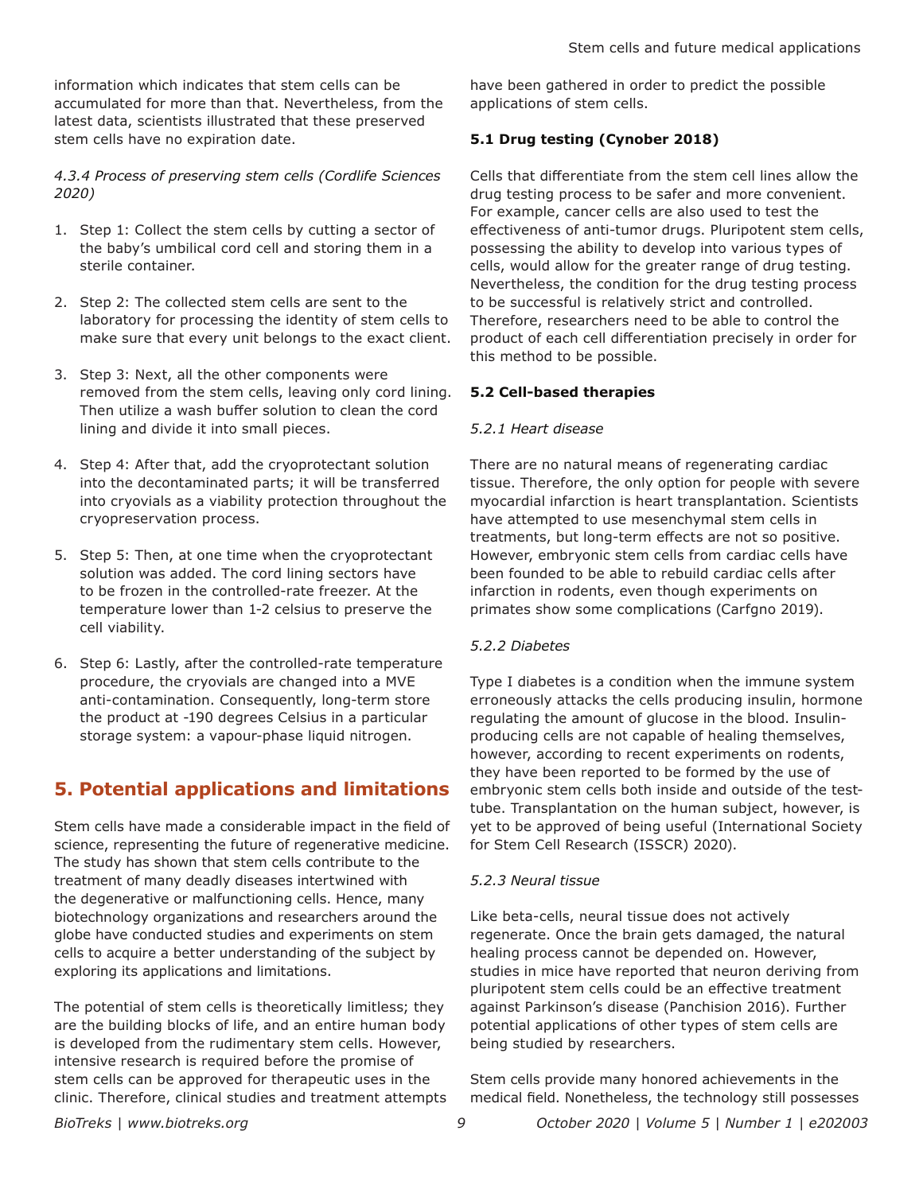information which indicates that stem cells can be accumulated for more than that. Nevertheless, from the latest data, scientists illustrated that these preserved stem cells have no expiration date.

*4.3.4 Process of preserving stem cells (Cordlife Sciences 2020)*

1. Step 1: Collect the stem cells by cutting a sector of the baby's umbilical cord cell and storing them in a sterile container.
2. Step 2: The collected stem cells are sent to the laboratory for processing the identity of stem cells to make sure that every unit belongs to the exact client.
3. Step 3: Next, all the other components were removed from the stem cells, leaving only cord lining. Then utilize a wash buffer solution to clean the cord lining and divide it into small pieces.
4. Step 4: After that, add the cryoprotectant solution into the decontaminated parts; it will be transferred into cryovials as a viability protection throughout the cryopreservation process.
5. Step 5: Then, at one time when the cryoprotectant solution was added. The cord lining sectors have to be frozen in the controlled-rate freezer. At the temperature lower than 1-2 celsius to preserve the cell viability.
6. Step 6: Lastly, after the controlled-rate temperature procedure, the cryovials are changed into a MVE anti-contamination. Consequently, long-term store the product at -190 degrees Celsius in a particular storage system: a vapour-phase liquid nitrogen.

## 5. Potential applications and limitations

Stem cells have made a considerable impact in the field of science, representing the future of regenerative medicine. The study has shown that stem cells contribute to the treatment of many deadly diseases intertwined with the degenerative or malfunctioning cells. Hence, many biotechnology organizations and researchers around the globe have conducted studies and experiments on stem cells to acquire a better understanding of the subject by exploring its applications and limitations.

The potential of stem cells is theoretically limitless; they are the building blocks of life, and an entire human body is developed from the rudimentary stem cells. However, intensive research is required before the promise of stem cells can be approved for therapeutic uses in the clinic. Therefore, clinical studies and treatment attempts have been gathered in order to predict the possible applications of stem cells.

### 5.1 Drug testing (Cynober 2018)

Cells that differentiate from the stem cell lines allow the drug testing process to be safer and more convenient. For example, cancer cells are also used to test the effectiveness of anti-tumor drugs. Pluripotent stem cells, possessing the ability to develop into various types of cells, would allow for the greater range of drug testing. Nevertheless, the condition for the drug testing process to be successful is relatively strict and controlled. Therefore, researchers need to be able to control the product of each cell differentiation precisely in order for this method to be possible.

### 5.2 Cell-based therapies

*5.2.1 Heart disease*

There are no natural means of regenerating cardiac tissue. Therefore, the only option for people with severe myocardial infarction is heart transplantation. Scientists have attempted to use mesenchymal stem cells in treatments, but long-term effects are not so positive. However, embryonic stem cells from cardiac cells have been founded to be able to rebuild cardiac cells after infarction in rodents, even though experiments on primates show some complications (Carfgno 2019).

*5.2.2 Diabetes*

Type I diabetes is a condition when the immune system erroneously attacks the cells producing insulin, hormone regulating the amount of glucose in the blood. Insulin-producing cells are not capable of healing themselves, however, according to recent experiments on rodents, they have been reported to be formed by the use of embryonic stem cells both inside and outside of the test-tube. Transplantation on the human subject, however, is yet to be approved of being useful (International Society for Stem Cell Research (ISSCR) 2020).

*5.2.3 Neural tissue*

Like beta-cells, neural tissue does not actively regenerate. Once the brain gets damaged, the natural healing process cannot be depended on. However, studies in mice have reported that neuron deriving from pluripotent stem cells could be an effective treatment against Parkinson's disease (Panchision 2016). Further potential applications of other types of stem cells are being studied by researchers.

Stem cells provide many honored achievements in the medical field. Nonetheless, the technology still possesses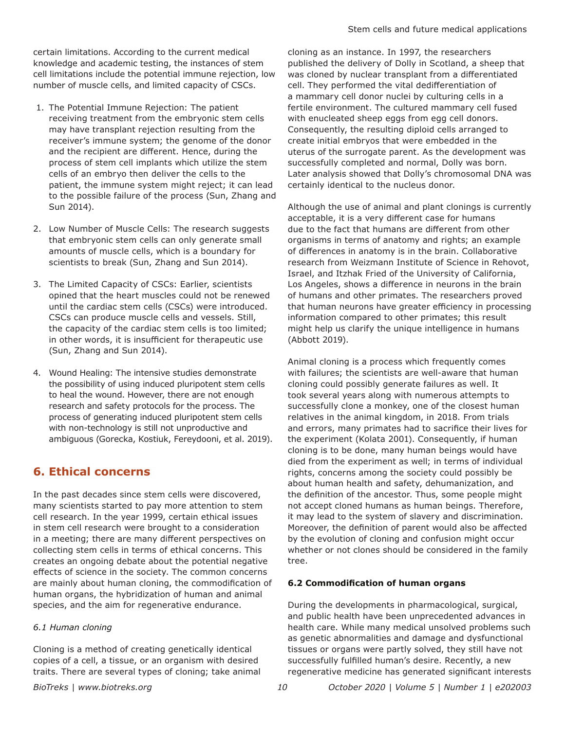certain limitations. According to the current medical knowledge and academic testing, the instances of stem cell limitations include the potential immune rejection, low number of muscle cells, and limited capacity of CSCs.

1. The Potential Immune Rejection: The patient receiving treatment from the embryonic stem cells may have transplant rejection resulting from the receiver's immune system; the genome of the donor and the recipient are different. Hence, during the process of stem cell implants which utilize the stem cells of an embryo then deliver the cells to the patient, the immune system might reject; it can lead to the possible failure of the process (Sun, Zhang and Sun 2014).

2. Low Number of Muscle Cells: The research suggests that embryonic stem cells can only generate small amounts of muscle cells, which is a boundary for scientists to break (Sun, Zhang and Sun 2014).

3. The Limited Capacity of CSCs: Earlier, scientists opined that the heart muscles could not be renewed until the cardiac stem cells (CSCs) were introduced. CSCs can produce muscle cells and vessels. Still, the capacity of the cardiac stem cells is too limited; in other words, it is insufficient for therapeutic use (Sun, Zhang and Sun 2014).

4. Wound Healing: The intensive studies demonstrate the possibility of using induced pluripotent stem cells to heal the wound. However, there are not enough research and safety protocols for the process. The process of generating induced pluripotent stem cells with non-technology is still not unproductive and ambiguous (Gorecka, Kostiuk, Fereydooni, et al. 2019).

## 6. Ethical concerns

In the past decades since stem cells were discovered, many scientists started to pay more attention to stem cell research. In the year 1999, certain ethical issues in stem cell research were brought to a consideration in a meeting; there are many different perspectives on collecting stem cells in terms of ethical concerns. This creates an ongoing debate about the potential negative effects of science in the society. The common concerns are mainly about human cloning, the commodification of human organs, the hybridization of human and animal species, and the aim for regenerative endurance.

### *6.1 Human cloning*

Cloning is a method of creating genetically identical copies of a cell, a tissue, or an organism with desired traits. There are several types of cloning; take animal cloning as an instance. In 1997, the researchers published the delivery of Dolly in Scotland, a sheep that was cloned by nuclear transplant from a differentiated cell. They performed the vital dedifferentiation of a mammary cell donor nuclei by culturing cells in a fertile environment. The cultured mammary cell fused with enucleated sheep eggs from egg cell donors. Consequently, the resulting diploid cells arranged to create initial embryos that were embedded in the uterus of the surrogate parent. As the development was successfully completed and normal, Dolly was born. Later analysis showed that Dolly's chromosomal DNA was certainly identical to the nucleus donor.

Although the use of animal and plant clonings is currently acceptable, it is a very different case for humans due to the fact that humans are different from other organisms in terms of anatomy and rights; an example of differences in anatomy is in the brain. Collaborative research from Weizmann Institute of Science in Rehovot, Israel, and Itzhak Fried of the University of California, Los Angeles, shows a difference in neurons in the brain of humans and other primates. The researchers proved that human neurons have greater efficiency in processing information compared to other primates; this result might help us clarify the unique intelligence in humans (Abbott 2019).

Animal cloning is a process which frequently comes with failures; the scientists are well-aware that human cloning could possibly generate failures as well. It took several years along with numerous attempts to successfully clone a monkey, one of the closest human relatives in the animal kingdom, in 2018. From trials and errors, many primates had to sacrifice their lives for the experiment (Kolata 2001). Consequently, if human cloning is to be done, many human beings would have died from the experiment as well; in terms of individual rights, concerns among the society could possibly be about human health and safety, dehumanization, and the definition of the ancestor. Thus, some people might not accept cloned humans as human beings. Therefore, it may lead to the system of slavery and discrimination. Moreover, the definition of parent would also be affected by the evolution of cloning and confusion might occur whether or not clones should be considered in the family tree.

### 6.2 Commodification of human organs

During the developments in pharmacological, surgical, and public health have been unprecedented advances in health care. While many medical unsolved problems such as genetic abnormalities and damage and dysfunctional tissues or organs were partly solved, they still have not successfully fulfilled human's desire. Recently, a new regenerative medicine has generated significant interests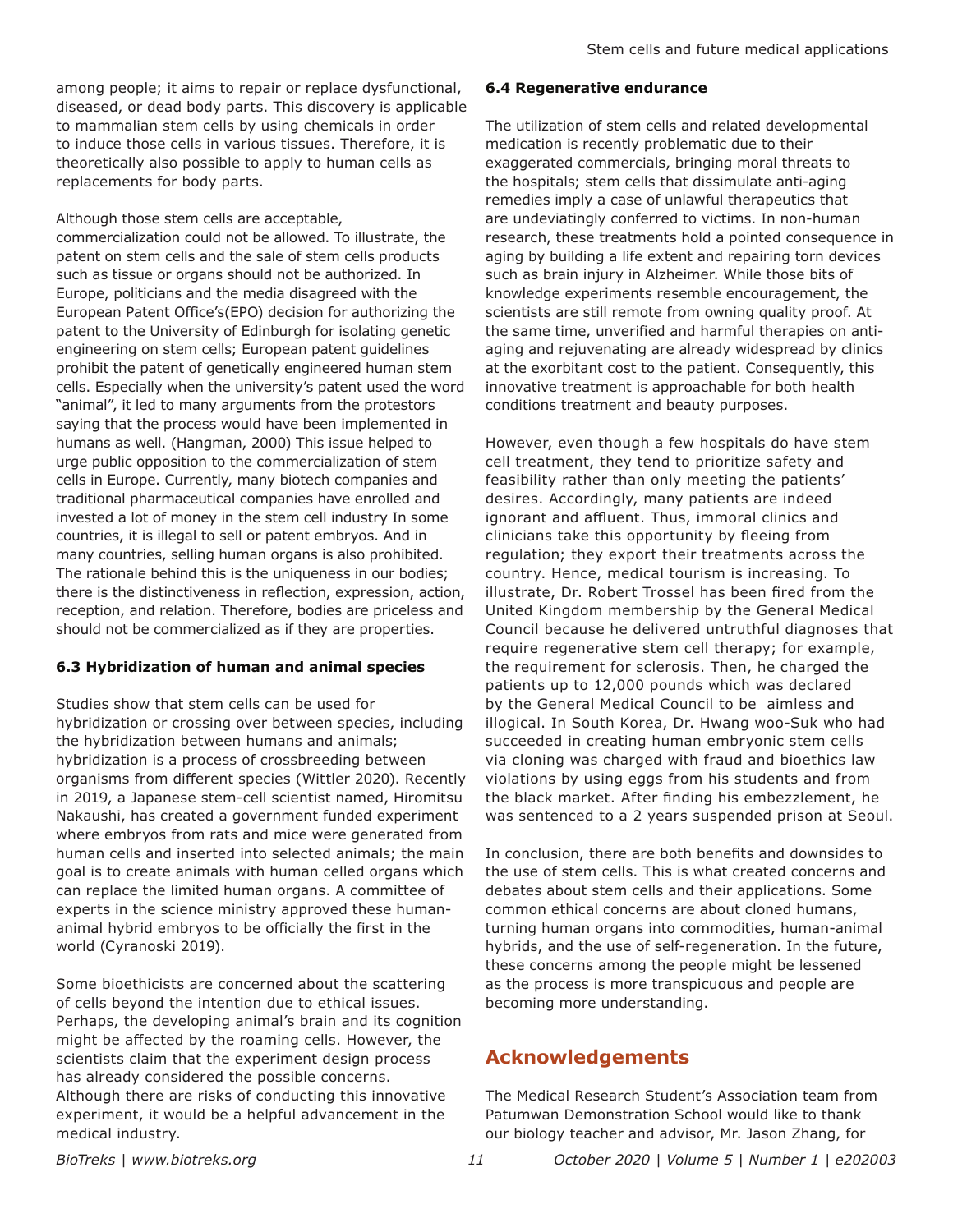among people; it aims to repair or replace dysfunctional, diseased, or dead body parts. This discovery is applicable to mammalian stem cells by using chemicals in order to induce those cells in various tissues. Therefore, it is theoretically also possible to apply to human cells as replacements for body parts.

Although those stem cells are acceptable, commercialization could not be allowed. To illustrate, the patent on stem cells and the sale of stem cells products such as tissue or organs should not be authorized. In Europe, politicians and the media disagreed with the European Patent Office's(EPO) decision for authorizing the patent to the University of Edinburgh for isolating genetic engineering on stem cells; European patent guidelines prohibit the patent of genetically engineered human stem cells. Especially when the university's patent used the word "animal", it led to many arguments from the protestors saying that the process would have been implemented in humans as well. (Hangman, 2000) This issue helped to urge public opposition to the commercialization of stem cells in Europe. Currently, many biotech companies and traditional pharmaceutical companies have enrolled and invested a lot of money in the stem cell industry In some countries, it is illegal to sell or patent embryos. And in many countries, selling human organs is also prohibited. The rationale behind this is the uniqueness in our bodies; there is the distinctiveness in reflection, expression, action, reception, and relation. Therefore, bodies are priceless and should not be commercialized as if they are properties.

### 6.3 Hybridization of human and animal species

Studies show that stem cells can be used for hybridization or crossing over between species, including the hybridization between humans and animals; hybridization is a process of crossbreeding between organisms from different species (Wittler 2020). Recently in 2019, a Japanese stem-cell scientist named, Hiromitsu Nakaushi, has created a government funded experiment where embryos from rats and mice were generated from human cells and inserted into selected animals; the main goal is to create animals with human celled organs which can replace the limited human organs. A committee of experts in the science ministry approved these human-animal hybrid embryos to be officially the first in the world (Cyranoski 2019).

Some bioethicists are concerned about the scattering of cells beyond the intention due to ethical issues. Perhaps, the developing animal's brain and its cognition might be affected by the roaming cells. However, the scientists claim that the experiment design process has already considered the possible concerns. Although there are risks of conducting this innovative experiment, it would be a helpful advancement in the medical industry.

### 6.4 Regenerative endurance

The utilization of stem cells and related developmental medication is recently problematic due to their exaggerated commercials, bringing moral threats to the hospitals; stem cells that dissimulate anti-aging remedies imply a case of unlawful therapeutics that are undeviatingly conferred to victims. In non-human research, these treatments hold a pointed consequence in aging by building a life extent and repairing torn devices such as brain injury in Alzheimer. While those bits of knowledge experiments resemble encouragement, the scientists are still remote from owning quality proof. At the same time, unverified and harmful therapies on anti-aging and rejuvenating are already widespread by clinics at the exorbitant cost to the patient. Consequently, this innovative treatment is approachable for both health conditions treatment and beauty purposes.

However, even though a few hospitals do have stem cell treatment, they tend to prioritize safety and feasibility rather than only meeting the patients' desires. Accordingly, many patients are indeed ignorant and affluent. Thus, immoral clinics and clinicians take this opportunity by fleeing from regulation; they export their treatments across the country. Hence, medical tourism is increasing. To illustrate, Dr. Robert Trossel has been fired from the United Kingdom membership by the General Medical Council because he delivered untruthful diagnoses that require regenerative stem cell therapy; for example, the requirement for sclerosis. Then, he charged the patients up to 12,000 pounds which was declared by the General Medical Council to be aimless and illogical. In South Korea, Dr. Hwang woo-Suk who had succeeded in creating human embryonic stem cells via cloning was charged with fraud and bioethics law violations by using eggs from his students and from the black market. After finding his embezzlement, he was sentenced to a 2 years suspended prison at Seoul.

In conclusion, there are both benefits and downsides to the use of stem cells. This is what created concerns and debates about stem cells and their applications. Some common ethical concerns are about cloned humans, turning human organs into commodities, human-animal hybrids, and the use of self-regeneration. In the future, these concerns among the people might be lessened as the process is more transpicuous and people are becoming more understanding.

## Acknowledgements

The Medical Research Student's Association team from Patumwan Demonstration School would like to thank our biology teacher and advisor, Mr. Jason Zhang, for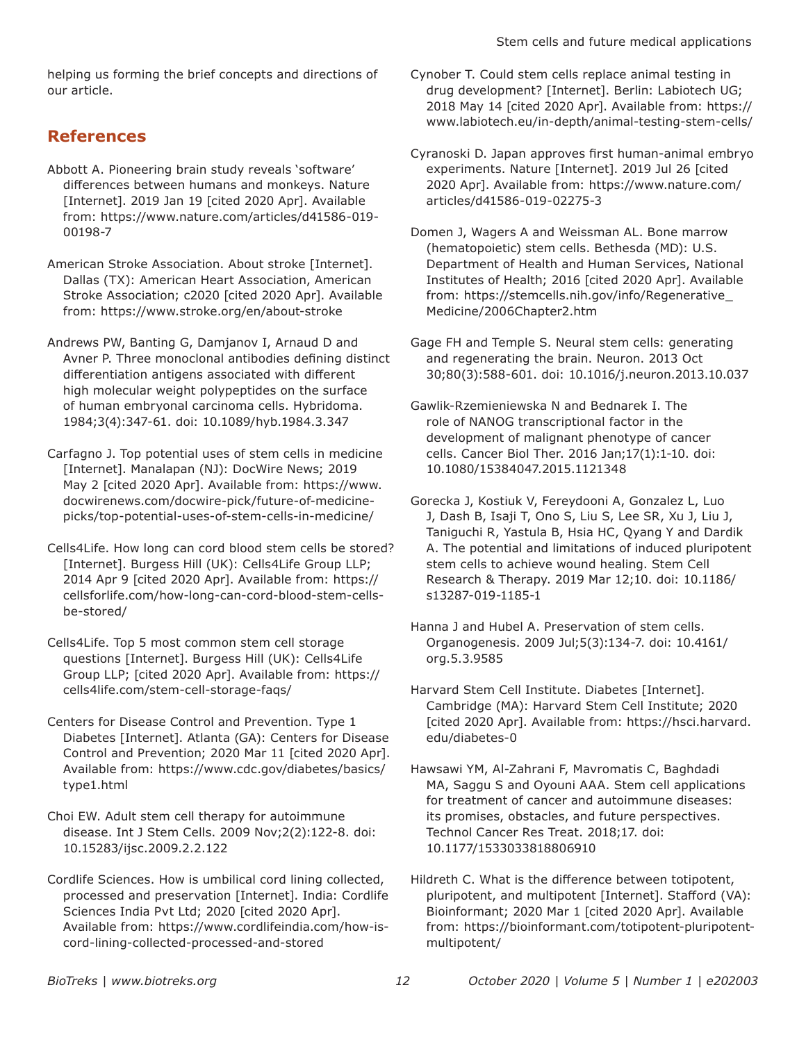helping us forming the brief concepts and directions of our article.

## References

Abbott A. Pioneering brain study reveals 'software' differences between humans and monkeys. Nature [Internet]. 2019 Jan 19 [cited 2020 Apr]. Available from: https://www.nature.com/articles/d41586-019-00198-7

American Stroke Association. About stroke [Internet]. Dallas (TX): American Heart Association, American Stroke Association; c2020 [cited 2020 Apr]. Available from: https://www.stroke.org/en/about-stroke

Andrews PW, Banting G, Damjanov I, Arnaud D and Avner P. Three monoclonal antibodies defining distinct differentiation antigens associated with different high molecular weight polypeptides on the surface of human embryonal carcinoma cells. Hybridoma. 1984;3(4):347-61. doi: 10.1089/hyb.1984.3.347

Carfagno J. Top potential uses of stem cells in medicine [Internet]. Manalapan (NJ): DocWire News; 2019 May 2 [cited 2020 Apr]. Available from: https://www.docwirenews.com/docwire-pick/future-of-medicine-picks/top-potential-uses-of-stem-cells-in-medicine/

Cells4Life. How long can cord blood stem cells be stored? [Internet]. Burgess Hill (UK): Cells4Life Group LLP; 2014 Apr 9 [cited 2020 Apr]. Available from: https://cellsforlife.com/how-long-can-cord-blood-stem-cells-be-stored/

Cells4Life. Top 5 most common stem cell storage questions [Internet]. Burgess Hill (UK): Cells4Life Group LLP; [cited 2020 Apr]. Available from: https://cells4life.com/stem-cell-storage-faqs/

Centers for Disease Control and Prevention. Type 1 Diabetes [Internet]. Atlanta (GA): Centers for Disease Control and Prevention; 2020 Mar 11 [cited 2020 Apr]. Available from: https://www.cdc.gov/diabetes/basics/type1.html

Choi EW. Adult stem cell therapy for autoimmune disease. Int J Stem Cells. 2009 Nov;2(2):122-8. doi: 10.15283/ijsc.2009.2.2.122

Cordlife Sciences. How is umbilical cord lining collected, processed and preservation [Internet]. India: Cordlife Sciences India Pvt Ltd; 2020 [cited 2020 Apr]. Available from: https://www.cordlifeindia.com/how-is-cord-lining-collected-processed-and-stored

Cynober T. Could stem cells replace animal testing in drug development? [Internet]. Berlin: Labiotech UG; 2018 May 14 [cited 2020 Apr]. Available from: https://www.labiotech.eu/in-depth/animal-testing-stem-cells/

Cyranoski D. Japan approves first human-animal embryo experiments. Nature [Internet]. 2019 Jul 26 [cited 2020 Apr]. Available from: https://www.nature.com/articles/d41586-019-02275-3

Domen J, Wagers A and Weissman AL. Bone marrow (hematopoietic) stem cells. Bethesda (MD): U.S. Department of Health and Human Services, National Institutes of Health; 2016 [cited 2020 Apr]. Available from: https://stemcells.nih.gov/info/Regenerative_Medicine/2006Chapter2.htm

Gage FH and Temple S. Neural stem cells: generating and regenerating the brain. Neuron. 2013 Oct 30;80(3):588-601. doi: 10.1016/j.neuron.2013.10.037

Gawlik-Rzemieniewska N and Bednarek I. The role of NANOG transcriptional factor in the development of malignant phenotype of cancer cells. Cancer Biol Ther. 2016 Jan;17(1):1-10. doi: 10.1080/15384047.2015.1121348

Gorecka J, Kostiuk V, Fereydooni A, Gonzalez L, Luo J, Dash B, Isaji T, Ono S, Liu S, Lee SR, Xu J, Liu J, Taniguchi R, Yastula B, Hsia HC, Qyang Y and Dardik A. The potential and limitations of induced pluripotent stem cells to achieve wound healing. Stem Cell Research & Therapy. 2019 Mar 12;10. doi: 10.1186/s13287-019-1185-1

Hanna J and Hubel A. Preservation of stem cells. Organogenesis. 2009 Jul;5(3):134-7. doi: 10.4161/org.5.3.9585

Harvard Stem Cell Institute. Diabetes [Internet]. Cambridge (MA): Harvard Stem Cell Institute; 2020 [cited 2020 Apr]. Available from: https://hsci.harvard.edu/diabetes-0

Hawsawi YM, Al-Zahrani F, Mavromatis C, Baghdadi MA, Saggu S and Oyouni AAA. Stem cell applications for treatment of cancer and autoimmune diseases: its promises, obstacles, and future perspectives. Technol Cancer Res Treat. 2018;17. doi: 10.1177/1533033818806910

Hildreth C. What is the difference between totipotent, pluripotent, and multipotent [Internet]. Stafford (VA): Bioinformant; 2020 Mar 1 [cited 2020 Apr]. Available from: https://bioinformant.com/totipotent-pluripotent-multipotent/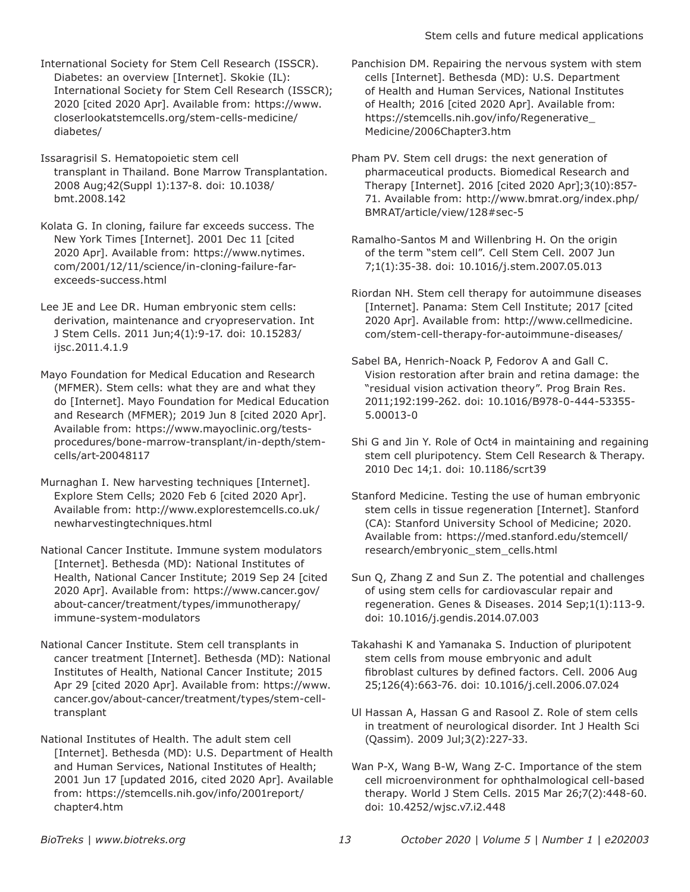International Society for Stem Cell Research (ISSCR). Diabetes: an overview [Internet]. Skokie (IL): International Society for Stem Cell Research (ISSCR); 2020 [cited 2020 Apr]. Available from: https://www.closerlookatstemcells.org/stem-cells-medicine/diabetes/

Issaragrisil S. Hematopoietic stem cell transplant in Thailand. Bone Marrow Transplantation. 2008 Aug;42(Suppl 1):137-8. doi: 10.1038/bmt.2008.142

Kolata G. In cloning, failure far exceeds success. The New York Times [Internet]. 2001 Dec 11 [cited 2020 Apr]. Available from: https://www.nytimes.com/2001/12/11/science/in-cloning-failure-far-exceeds-success.html

Lee JE and Lee DR. Human embryonic stem cells: derivation, maintenance and cryopreservation. Int J Stem Cells. 2011 Jun;4(1):9-17. doi: 10.15283/ijsc.2011.4.1.9

Mayo Foundation for Medical Education and Research (MFMER). Stem cells: what they are and what they do [Internet]. Mayo Foundation for Medical Education and Research (MFMER); 2019 Jun 8 [cited 2020 Apr]. Available from: https://www.mayoclinic.org/tests-procedures/bone-marrow-transplant/in-depth/stem-cells/art-20048117

Murnaghan I. New harvesting techniques [Internet]. Explore Stem Cells; 2020 Feb 6 [cited 2020 Apr]. Available from: http://www.explorestemcells.co.uk/newharvestingtechniques.html

National Cancer Institute. Immune system modulators [Internet]. Bethesda (MD): National Institutes of Health, National Cancer Institute; 2019 Sep 24 [cited 2020 Apr]. Available from: https://www.cancer.gov/about-cancer/treatment/types/immunotherapy/immune-system-modulators

National Cancer Institute. Stem cell transplants in cancer treatment [Internet]. Bethesda (MD): National Institutes of Health, National Cancer Institute; 2015 Apr 29 [cited 2020 Apr]. Available from: https://www.cancer.gov/about-cancer/treatment/types/stem-cell-transplant

National Institutes of Health. The adult stem cell [Internet]. Bethesda (MD): U.S. Department of Health and Human Services, National Institutes of Health; 2001 Jun 17 [updated 2016, cited 2020 Apr]. Available from: https://stemcells.nih.gov/info/2001report/chapter4.htm

Panchision DM. Repairing the nervous system with stem cells [Internet]. Bethesda (MD): U.S. Department of Health and Human Services, National Institutes of Health; 2016 [cited 2020 Apr]. Available from: https://stemcells.nih.gov/info/Regenerative_Medicine/2006Chapter3.htm

Pham PV. Stem cell drugs: the next generation of pharmaceutical products. Biomedical Research and Therapy [Internet]. 2016 [cited 2020 Apr];3(10):857-71. Available from: http://www.bmrat.org/index.php/BMRAT/article/view/128#sec-5

Ramalho-Santos M and Willenbring H. On the origin of the term "stem cell". Cell Stem Cell. 2007 Jun 7;1(1):35-38. doi: 10.1016/j.stem.2007.05.013

Riordan NH. Stem cell therapy for autoimmune diseases [Internet]. Panama: Stem Cell Institute; 2017 [cited 2020 Apr]. Available from: http://www.cellmedicine.com/stem-cell-therapy-for-autoimmune-diseases/

Sabel BA, Henrich-Noack P, Fedorov A and Gall C. Vision restoration after brain and retina damage: the "residual vision activation theory". Prog Brain Res. 2011;192:199-262. doi: 10.1016/B978-0-444-53355-5.00013-0

Shi G and Jin Y. Role of Oct4 in maintaining and regaining stem cell pluripotency. Stem Cell Research & Therapy. 2010 Dec 14;1. doi: 10.1186/scrt39

Stanford Medicine. Testing the use of human embryonic stem cells in tissue regeneration [Internet]. Stanford (CA): Stanford University School of Medicine; 2020. Available from: https://med.stanford.edu/stemcell/research/embryonic_stem_cells.html

Sun Q, Zhang Z and Sun Z. The potential and challenges of using stem cells for cardiovascular repair and regeneration. Genes & Diseases. 2014 Sep;1(1):113-9. doi: 10.1016/j.gendis.2014.07.003

Takahashi K and Yamanaka S. Induction of pluripotent stem cells from mouse embryonic and adult fibroblast cultures by defined factors. Cell. 2006 Aug 25;126(4):663-76. doi: 10.1016/j.cell.2006.07.024

Ul Hassan A, Hassan G and Rasool Z. Role of stem cells in treatment of neurological disorder. Int J Health Sci (Qassim). 2009 Jul;3(2):227-33.

Wan P-X, Wang B-W, Wang Z-C. Importance of the stem cell microenvironment for ophthalmological cell-based therapy. World J Stem Cells. 2015 Mar 26;7(2):448-60. doi: 10.4252/wjsc.v7.i2.448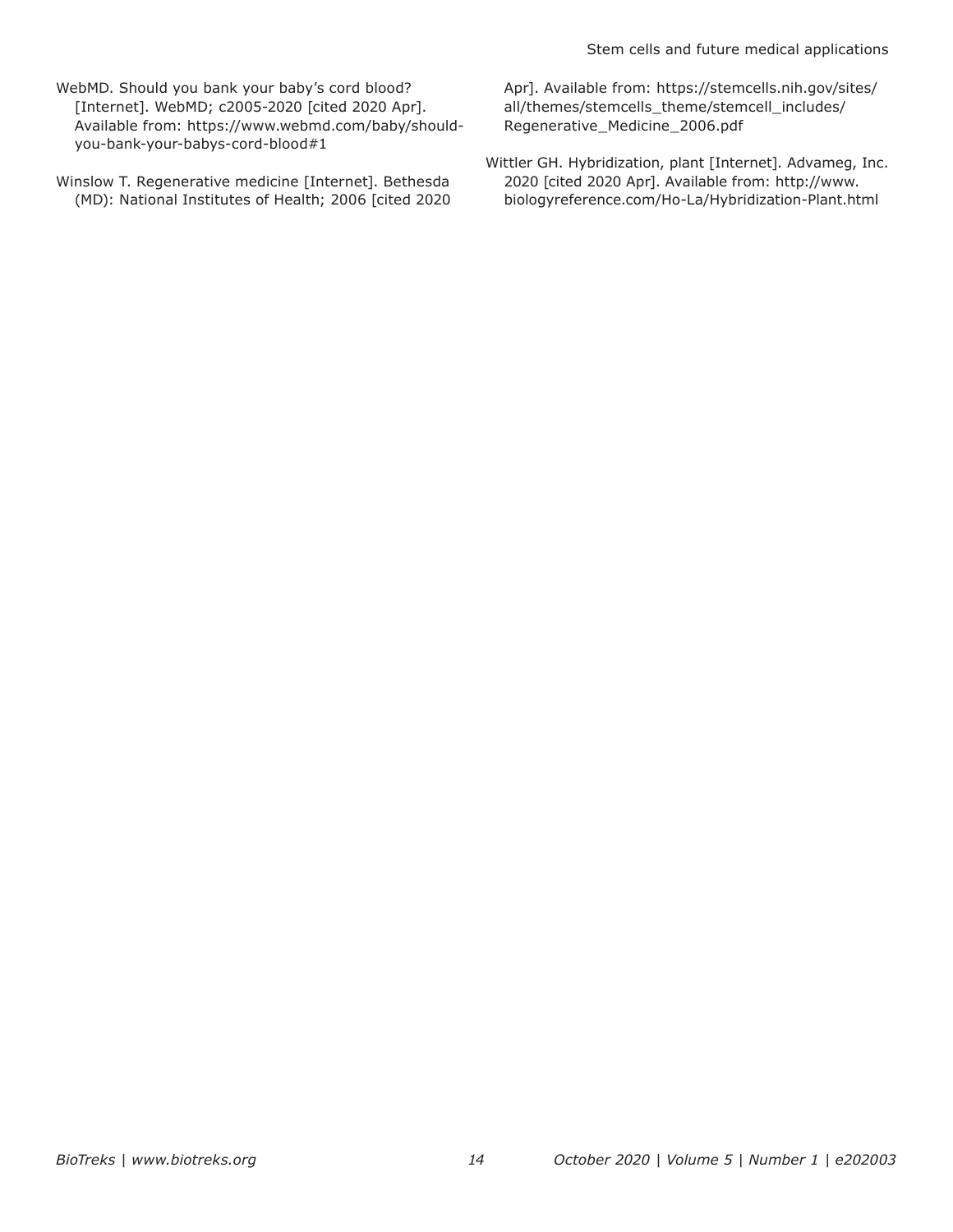WebMD. Should you bank your baby's cord blood? [Internet]. WebMD; c2005-2020 [cited 2020 Apr]. Available from: https://www.webmd.com/baby/should-you-bank-your-babys-cord-blood#1

Winslow T. Regenerative medicine [Internet]. Bethesda (MD): National Institutes of Health; 2006 [cited 2020 Apr]. Available from: https://stemcells.nih.gov/sites/all/themes/stemcells_theme/stemcell_includes/Regenerative_Medicine_2006.pdf

Wittler GH. Hybridization, plant [Internet]. Advameg, Inc. 2020 [cited 2020 Apr]. Available from: http://www.biologyreference.com/Ho-La/Hybridization-Plant.html